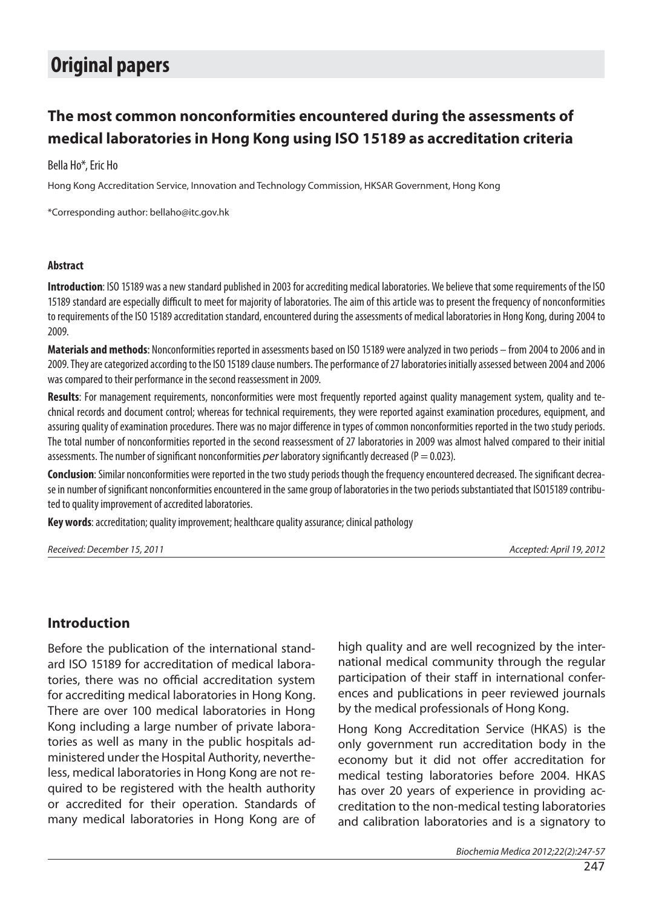# Original papers

## The most common nonconformities encountered during the assessments of medical laboratories in Hong Kong using ISO 15189 as accreditation criteria

Bella Ho*, Eric Ho

Hong Kong Accreditation Service, Innovation and Technology Commission, HKSAR Government, Hong Kong

*Corresponding author: bellaho@itc.gov.hk

#### Abstract

**Introduction**: ISO 15189 was a new standard published in 2003 for accrediting medical laboratories. We believe that some requirements of the ISO 15189 standard are especially difficult to meet for majority of laboratories. The aim of this article was to present the frequency of nonconformities to requirements of the ISO 15189 accreditation standard, encountered during the assessments of medical laboratories in Hong Kong, during 2004 to 2009.

**Materials and methods**: Nonconformities reported in assessments based on ISO 15189 were analyzed in two periods – from 2004 to 2006 and in 2009. They are categorized according to the ISO 15189 clause numbers. The performance of 27 laboratories initially assessed between 2004 and 2006 was compared to their performance in the second reassessment in 2009.

**Results**: For management requirements, nonconformities were most frequently reported against quality management system, quality and technical records and document control; whereas for technical requirements, they were reported against examination procedures, equipment, and assuring quality of examination procedures. There was no major difference in types of common nonconformities reported in the two study periods. The total number of nonconformities reported in the second reassessment of 27 laboratories in 2009 was almost halved compared to their initial assessments. The number of significant nonconformities *per* laboratory significantly decreased ($P = 0.023$).

**Conclusion**: Similar nonconformities were reported in the two study periods though the frequency encountered decreased. The significant decrease in number of significant nonconformities encountered in the same group of laboratories in the two periods substantiated that ISO15189 contributed to quality improvement of accredited laboratories.

**Key words**: accreditation; quality improvement; healthcare quality assurance; clinical pathology

*Received: December 15, 2011* *Accepted: April 19, 2012*

## Introduction

Before the publication of the international standard ISO 15189 for accreditation of medical laboratories, there was no official accreditation system for accrediting medical laboratories in Hong Kong. There are over 100 medical laboratories in Hong Kong including a large number of private laboratories as well as many in the public hospitals administered under the Hospital Authority, nevertheless, medical laboratories in Hong Kong are not required to be registered with the health authority or accredited for their operation. Standards of many medical laboratories in Hong Kong are of high quality and are well recognized by the international medical community through the regular participation of their staff in international conferences and publications in peer reviewed journals by the medical professionals of Hong Kong.

Hong Kong Accreditation Service (HKAS) is the only government run accreditation body in the economy but it did not offer accreditation for medical testing laboratories before 2004. HKAS has over 20 years of experience in providing accreditation to the non-medical testing laboratories and calibration laboratories and is a signatory to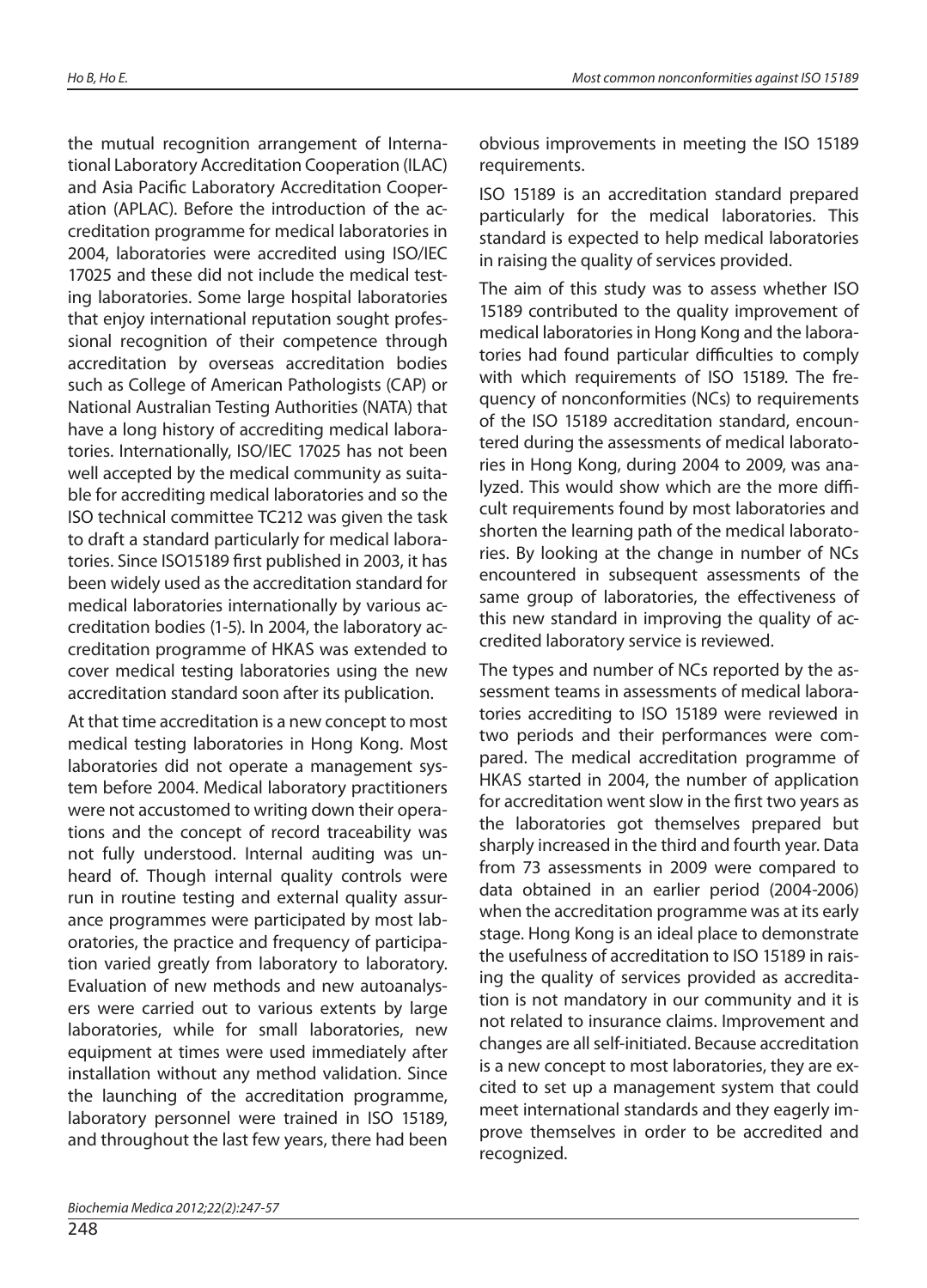the mutual recognition arrangement of International Laboratory Accreditation Cooperation (ILAC) and Asia Pacific Laboratory Accreditation Cooperation (APLAC). Before the introduction of the accreditation programme for medical laboratories in 2004, laboratories were accredited using ISO/IEC 17025 and these did not include the medical testing laboratories. Some large hospital laboratories that enjoy international reputation sought professional recognition of their competence through accreditation by overseas accreditation bodies such as College of American Pathologists (CAP) or National Australian Testing Authorities (NATA) that have a long history of accrediting medical laboratories. Internationally, ISO/IEC 17025 has not been well accepted by the medical community as suitable for accrediting medical laboratories and so the ISO technical committee TC212 was given the task to draft a standard particularly for medical laboratories. Since ISO15189 first published in 2003, it has been widely used as the accreditation standard for medical laboratories internationally by various accreditation bodies (1-5). In 2004, the laboratory accreditation programme of HKAS was extended to cover medical testing laboratories using the new accreditation standard soon after its publication.

At that time accreditation is a new concept to most medical testing laboratories in Hong Kong. Most laboratories did not operate a management system before 2004. Medical laboratory practitioners were not accustomed to writing down their operations and the concept of record traceability was not fully understood. Internal auditing was unheard of. Though internal quality controls were run in routine testing and external quality assurance programmes were participated by most laboratories, the practice and frequency of participation varied greatly from laboratory to laboratory. Evaluation of new methods and new autoanalysers were carried out to various extents by large laboratories, while for small laboratories, new equipment at times were used immediately after installation without any method validation. Since the launching of the accreditation programme, laboratory personnel were trained in ISO 15189, and throughout the last few years, there had been obvious improvements in meeting the ISO 15189 requirements.

ISO 15189 is an accreditation standard prepared particularly for the medical laboratories. This standard is expected to help medical laboratories in raising the quality of services provided.

The aim of this study was to assess whether ISO 15189 contributed to the quality improvement of medical laboratories in Hong Kong and the laboratories had found particular difficulties to comply with which requirements of ISO 15189. The frequency of nonconformities (NCs) to requirements of the ISO 15189 accreditation standard, encountered during the assessments of medical laboratories in Hong Kong, during 2004 to 2009, was analyzed. This would show which are the more difficult requirements found by most laboratories and shorten the learning path of the medical laboratories. By looking at the change in number of NCs encountered in subsequent assessments of the same group of laboratories, the effectiveness of this new standard in improving the quality of accredited laboratory service is reviewed.

The types and number of NCs reported by the assessment teams in assessments of medical laboratories accrediting to ISO 15189 were reviewed in two periods and their performances were compared. The medical accreditation programme of HKAS started in 2004, the number of application for accreditation went slow in the first two years as the laboratories got themselves prepared but sharply increased in the third and fourth year. Data from 73 assessments in 2009 were compared to data obtained in an earlier period (2004-2006) when the accreditation programme was at its early stage. Hong Kong is an ideal place to demonstrate the usefulness of accreditation to ISO 15189 in raising the quality of services provided as accreditation is not mandatory in our community and it is not related to insurance claims. Improvement and changes are all self-initiated. Because accreditation is a new concept to most laboratories, they are excited to set up a management system that could meet international standards and they eagerly improve themselves in order to be accredited and recognized.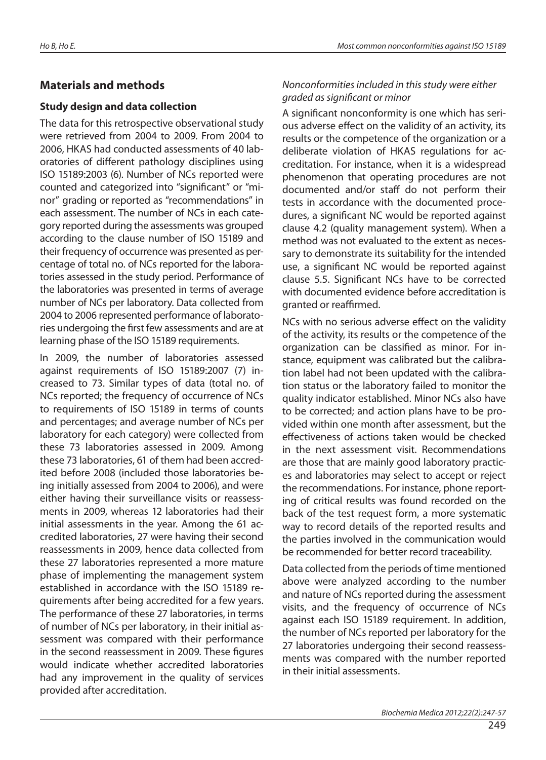## Materials and methods

### Study design and data collection

The data for this retrospective observational study were retrieved from 2004 to 2009. From 2004 to 2006, HKAS had conducted assessments of 40 laboratories of different pathology disciplines using ISO 15189:2003 (6). Number of NCs reported were counted and categorized into "significant" or "minor" grading or reported as "recommendations" in each assessment. The number of NCs in each category reported during the assessments was grouped according to the clause number of ISO 15189 and their frequency of occurrence was presented as percentage of total no. of NCs reported for the laboratories assessed in the study period. Performance of the laboratories was presented in terms of average number of NCs per laboratory. Data collected from 2004 to 2006 represented performance of laboratories undergoing the first few assessments and are at learning phase of the ISO 15189 requirements.

In 2009, the number of laboratories assessed against requirements of ISO 15189:2007 (7) increased to 73. Similar types of data (total no. of NCs reported; the frequency of occurrence of NCs to requirements of ISO 15189 in terms of counts and percentages; and average number of NCs per laboratory for each category) were collected from these 73 laboratories assessed in 2009. Among these 73 laboratories, 61 of them had been accredited before 2008 (included those laboratories being initially assessed from 2004 to 2006), and were either having their surveillance visits or reassessments in 2009, whereas 12 laboratories had their initial assessments in the year. Among the 61 accredited laboratories, 27 were having their second reassessments in 2009, hence data collected from these 27 laboratories represented a more mature phase of implementing the management system established in accordance with the ISO 15189 requirements after being accredited for a few years. The performance of these 27 laboratories, in terms of number of NCs per laboratory, in their initial assessment was compared with their performance in the second reassessment in 2009. These figures would indicate whether accredited laboratories had any improvement in the quality of services provided after accreditation.

#### *Nonconformities included in this study were either graded as significant or minor*

A significant nonconformity is one which has serious adverse effect on the validity of an activity, its results or the competence of the organization or a deliberate violation of HKAS regulations for accreditation. For instance, when it is a widespread phenomenon that operating procedures are not documented and/or staff do not perform their tests in accordance with the documented procedures, a significant NC would be reported against clause 4.2 (quality management system). When a method was not evaluated to the extent as necessary to demonstrate its suitability for the intended use, a significant NC would be reported against clause 5.5. Significant NCs have to be corrected with documented evidence before accreditation is granted or reaffirmed.

NCs with no serious adverse effect on the validity of the activity, its results or the competence of the organization can be classified as minor. For instance, equipment was calibrated but the calibration label had not been updated with the calibration status or the laboratory failed to monitor the quality indicator established. Minor NCs also have to be corrected; and action plans have to be provided within one month after assessment, but the effectiveness of actions taken would be checked in the next assessment visit. Recommendations are those that are mainly good laboratory practices and laboratories may select to accept or reject the recommendations. For instance, phone reporting of critical results was found recorded on the back of the test request form, a more systematic way to record details of the reported results and the parties involved in the communication would be recommended for better record traceability.

Data collected from the periods of time mentioned above were analyzed according to the number and nature of NCs reported during the assessment visits, and the frequency of occurrence of NCs against each ISO 15189 requirement. In addition, the number of NCs reported per laboratory for the 27 laboratories undergoing their second reassessments was compared with the number reported in their initial assessments.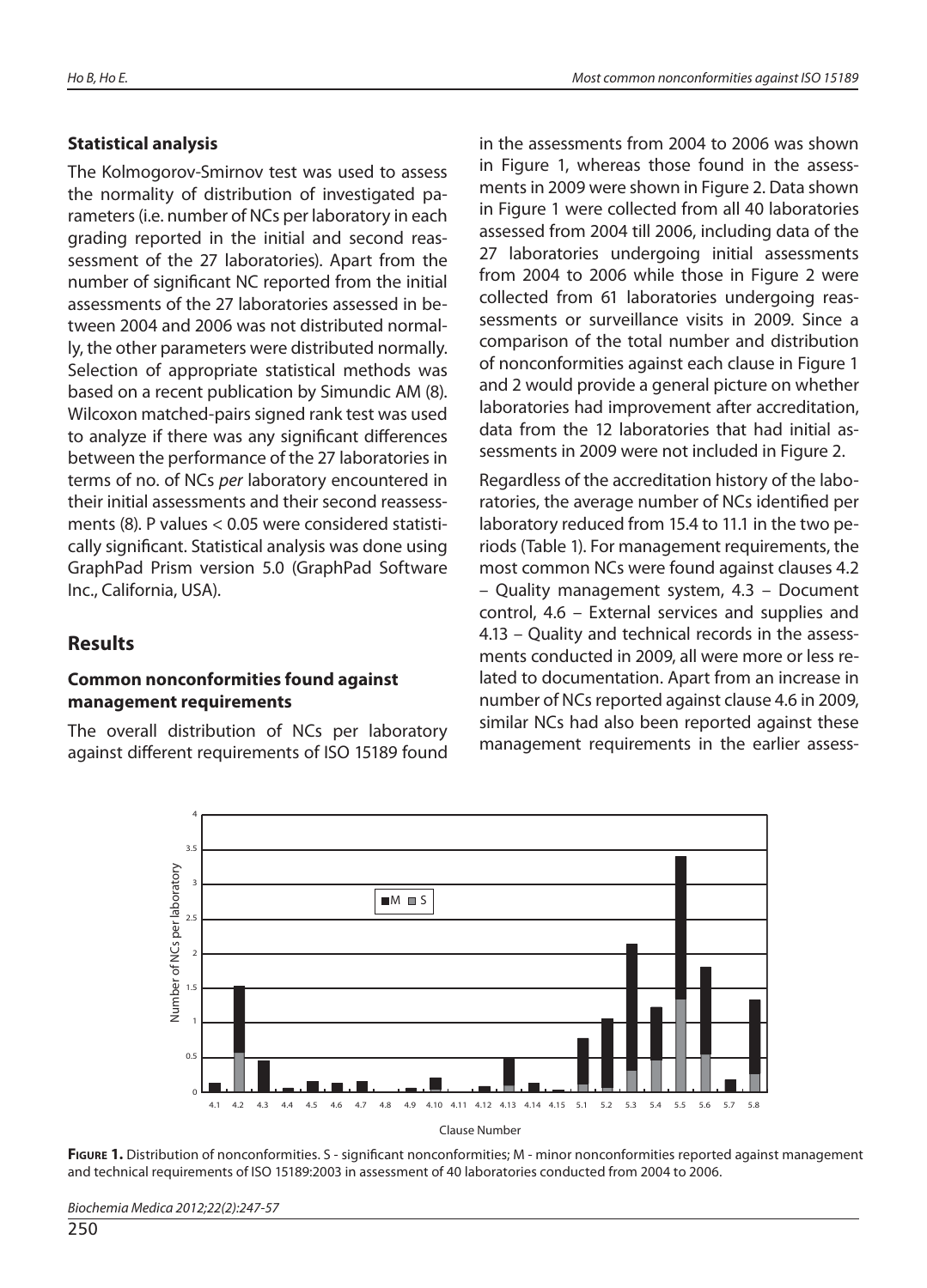### Statistical analysis

The Kolmogorov-Smirnov test was used to assess the normality of distribution of investigated parameters (i.e. number of NCs per laboratory in each grading reported in the initial and second reassessment of the 27 laboratories). Apart from the number of significant NC reported from the initial assessments of the 27 laboratories assessed in between 2004 and 2006 was not distributed normally, the other parameters were distributed normally. Selection of appropriate statistical methods was based on a recent publication by Simundic AM (8). Wilcoxon matched-pairs signed rank test was used to analyze if there was any significant differences between the performance of the 27 laboratories in terms of no. of NCs *per* laboratory encountered in their initial assessments and their second reassessments (8). P values < 0.05 were considered statistically significant. Statistical analysis was done using GraphPad Prism version 5.0 (GraphPad Software Inc., California, USA).

## Results

### Common nonconformities found against management requirements

The overall distribution of NCs per laboratory against different requirements of ISO 15189 found in the assessments from 2004 to 2006 was shown in Figure 1, whereas those found in the assessments in 2009 were shown in Figure 2. Data shown in Figure 1 were collected from all 40 laboratories assessed from 2004 till 2006, including data of the 27 laboratories undergoing initial assessments from 2004 to 2006 while those in Figure 2 were collected from 61 laboratories undergoing reassessments or surveillance visits in 2009. Since a comparison of the total number and distribution of nonconformities against each clause in Figure 1 and 2 would provide a general picture on whether laboratories had improvement after accreditation, data from the 12 laboratories that had initial assessments in 2009 were not included in Figure 2.

Regardless of the accreditation history of the laboratories, the average number of NCs identified per laboratory reduced from 15.4 to 11.1 in the two periods (Table 1). For management requirements, the most common NCs were found against clauses 4.2 – Quality management system, 4.3 – Document control, 4.6 – External services and supplies and 4.13 – Quality and technical records in the assessments conducted in 2009, all were more or less related to documentation. Apart from an increase in number of NCs reported against clause 4.6 in 2009, similar NCs had also been reported against these management requirements in the earlier assess-

**Figure 1.** Distribution of nonconformities. S - significant nonconformities; M - minor nonconformities reported against management and technical requirements of ISO 15189:2003 in assessment of 40 laboratories conducted from 2004 to 2006.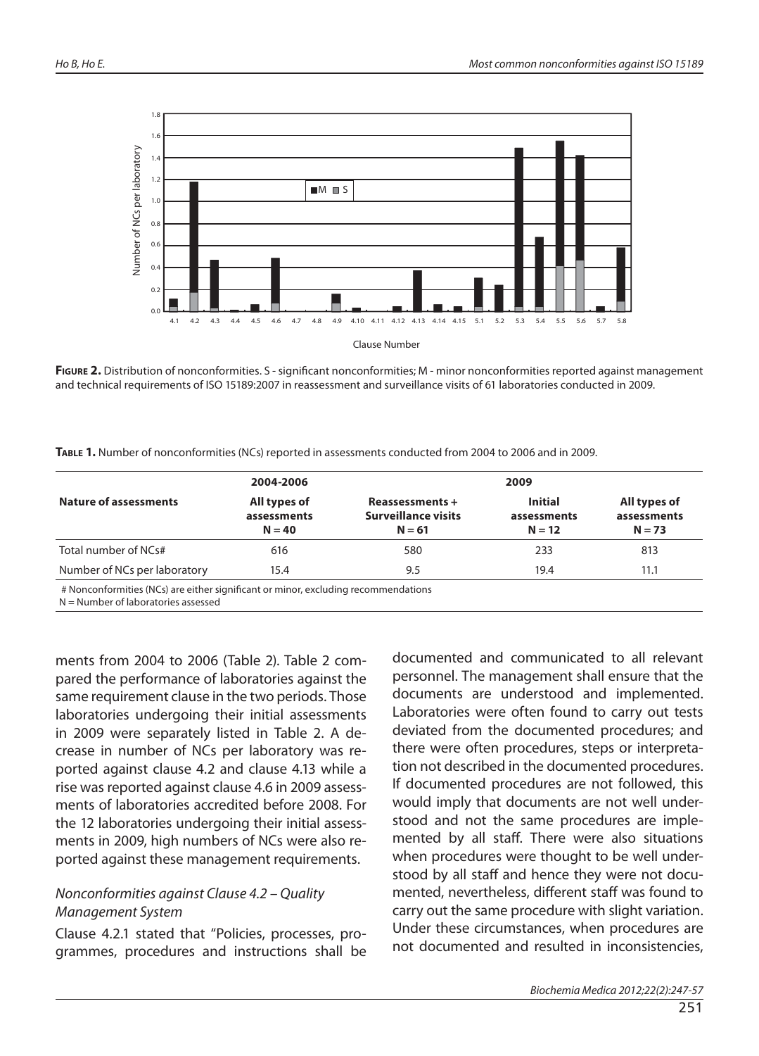**Figure 2.** Distribution of nonconformities. S - significant nonconformities; M - minor nonconformities reported against management and technical requirements of ISO 15189:2007 in reassessment and surveillance visits of 61 laboratories conducted in 2009.

**Table 1.** Number of nonconformities (NCs) reported in assessments conducted from 2004 to 2006 and in 2009.

| | 2004-2006 | 2009 | | |
|---|---|---|---|---|
| **Nature of assessments** | **All types of assessments N = 40** | **Reassessments + Surveillance visits N = 61** | **Initial assessments N = 12** | **All types of assessments N = 73** |
| Total number of NCs# | 616 | 580 | 233 | 813 |
| Number of NCs per laboratory | 15.4 | 9.5 | 19.4 | 11.1 |

# Nonconformities (NCs) are either significant or minor, excluding recommendations
N = Number of laboratories assessed

ments from 2004 to 2006 (Table 2). Table 2 compared the performance of laboratories against the same requirement clause in the two periods. Those laboratories undergoing their initial assessments in 2009 were separately listed in Table 2. A decrease in number of NCs per laboratory was reported against clause 4.2 and clause 4.13 while a rise was reported against clause 4.6 in 2009 assessments of laboratories accredited before 2008. For the 12 laboratories undergoing their initial assessments in 2009, high numbers of NCs were also reported against these management requirements.

### *Nonconformities against Clause 4.2 – Quality Management System*

Clause 4.2.1 stated that "Policies, processes, programmes, procedures and instructions shall be documented and communicated to all relevant personnel. The management shall ensure that the documents are understood and implemented. Laboratories were often found to carry out tests deviated from the documented procedures; and there were often procedures, steps or interpretation not described in the documented procedures. If documented procedures are not followed, this would imply that documents are not well understood and not the same procedures are implemented by all staff. There were also situations when procedures were thought to be well understood by all staff and hence they were not documented, nevertheless, different staff was found to carry out the same procedure with slight variation. Under these circumstances, when procedures are not documented and resulted in inconsistencies,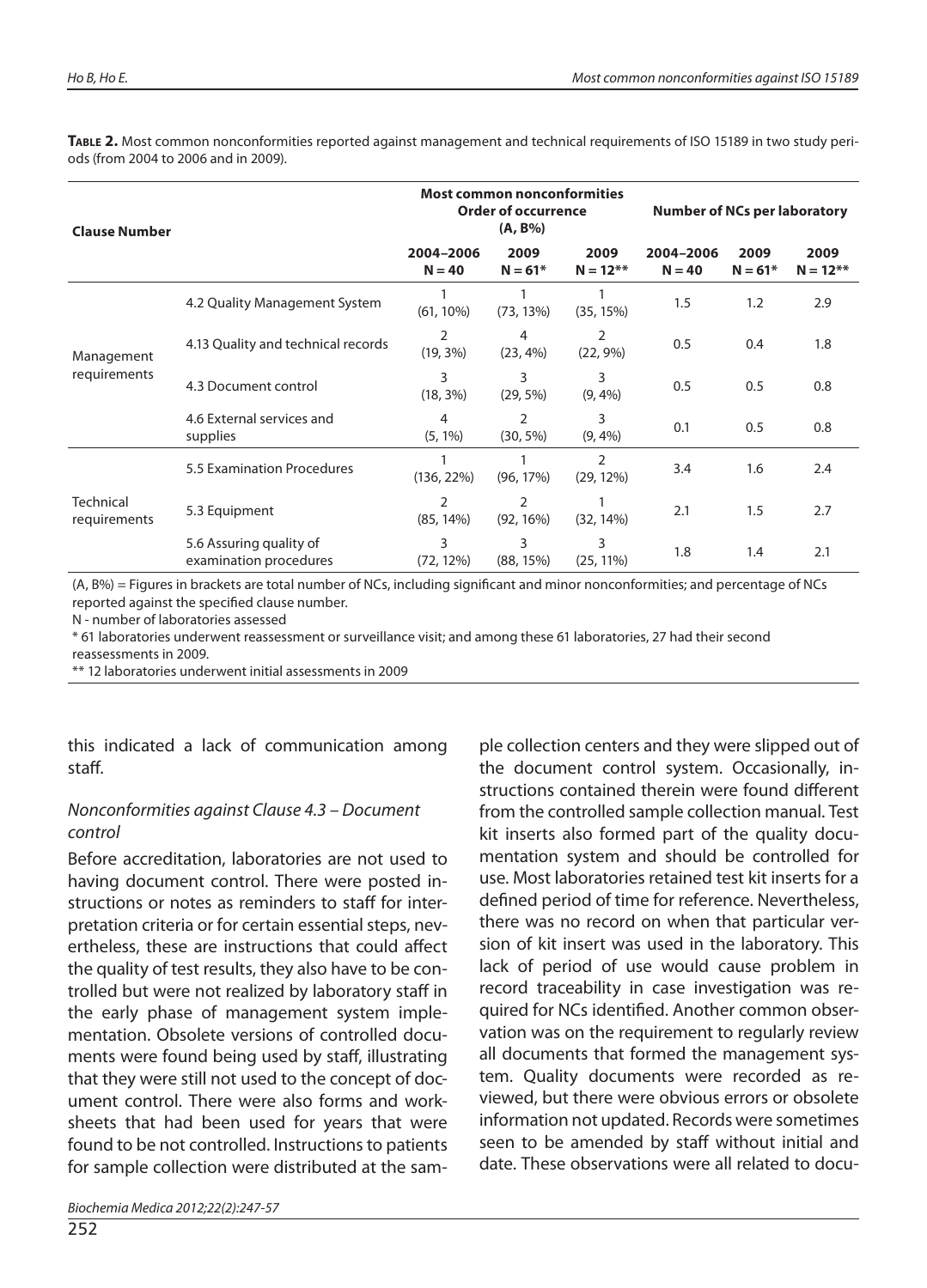**Table 2.** Most common nonconformities reported against management and technical requirements of ISO 15189 in two study periods (from 2004 to 2006 and in 2009).

| Clause Number | | Most common nonconformities Order of occurrence (A, B%) | | | Number of NCs per laboratory | | |
|---|---|---|---|---|---|---|---|
| | | 2004–2006 N = 40 | 2009 N = 61* | 2009 N = 12** | 2004–2006 N = 40 | 2009 N = 61* | 2009 N = 12** |
| Management requirements | 4.2 Quality Management System | 1 (61, 10%) | 1 (73, 13%) | 1 (35, 15%) | 1.5 | 1.2 | 2.9 |
| | 4.13 Quality and technical records | 2 (19, 3%) | 4 (23, 4%) | 2 (22, 9%) | 0.5 | 0.4 | 1.8 |
| | 4.3 Document control | 3 (18, 3%) | 3 (29, 5%) | 3 (9, 4%) | 0.5 | 0.5 | 0.8 |
| | 4.6 External services and supplies | 4 (5, 1%) | 2 (30, 5%) | 3 (9, 4%) | 0.1 | 0.5 | 0.8 |
| Technical requirements | 5.5 Examination Procedures | 1 (136, 22%) | 1 (96, 17%) | 2 (29, 12%) | 3.4 | 1.6 | 2.4 |
| | 5.3 Equipment | 2 (85, 14%) | 2 (92, 16%) | 1 (32, 14%) | 2.1 | 1.5 | 2.7 |
| | 5.6 Assuring quality of examination procedures | 3 (72, 12%) | 3 (88, 15%) | 3 (25, 11%) | 1.8 | 1.4 | 2.1 |

(A, B%) = Figures in brackets are total number of NCs, including significant and minor nonconformities; and percentage of NCs reported against the specified clause number.

N - number of laboratories assessed

\* 61 laboratories underwent reassessment or surveillance visit; and among these 61 laboratories, 27 had their second reassessments in 2009.

\*\* 12 laboratories underwent initial assessments in 2009

this indicated a lack of communication among staff.

### *Nonconformities against Clause 4.3 – Document control*

Before accreditation, laboratories are not used to having document control. There were posted instructions or notes as reminders to staff for interpretation criteria or for certain essential steps, nevertheless, these are instructions that could affect the quality of test results, they also have to be controlled but were not realized by laboratory staff in the early phase of management system implementation. Obsolete versions of controlled documents were found being used by staff, illustrating that they were still not used to the concept of document control. There were also forms and worksheets that had been used for years that were found to be not controlled. Instructions to patients for sample collection were distributed at the sample collection centers and they were slipped out of the document control system. Occasionally, instructions contained therein were found different from the controlled sample collection manual. Test kit inserts also formed part of the quality documentation system and should be controlled for use. Most laboratories retained test kit inserts for a defined period of time for reference. Nevertheless, there was no record on when that particular version of kit insert was used in the laboratory. This lack of period of use would cause problem in record traceability in case investigation was required for NCs identified. Another common observation was on the requirement to regularly review all documents that formed the management system. Quality documents were recorded as reviewed, but there were obvious errors or obsolete information not updated. Records were sometimes seen to be amended by staff without initial and date. These observations were all related to docu-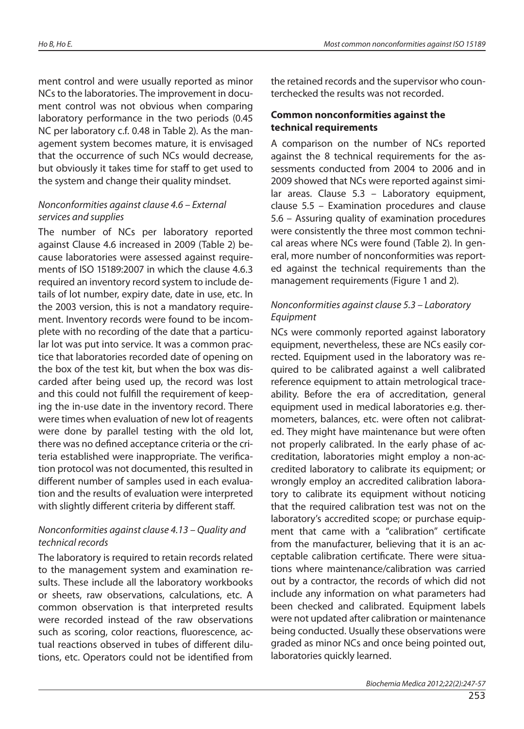ment control and were usually reported as minor NCs to the laboratories. The improvement in document control was not obvious when comparing laboratory performance in the two periods (0.45 NC per laboratory c.f. 0.48 in Table 2). As the management system becomes mature, it is envisaged that the occurrence of such NCs would decrease, but obviously it takes time for staff to get used to the system and change their quality mindset.

### *Nonconformities against clause 4.6 – External services and supplies*

The number of NCs per laboratory reported against Clause 4.6 increased in 2009 (Table 2) because laboratories were assessed against requirements of ISO 15189:2007 in which the clause 4.6.3 required an inventory record system to include details of lot number, expiry date, date in use, etc. In the 2003 version, this is not a mandatory requirement. Inventory records were found to be incomplete with no recording of the date that a particular lot was put into service. It was a common practice that laboratories recorded date of opening on the box of the test kit, but when the box was discarded after being used up, the record was lost and this could not fulfill the requirement of keeping the in-use date in the inventory record. There were times when evaluation of new lot of reagents were done by parallel testing with the old lot, there was no defined acceptance criteria or the criteria established were inappropriate. The verification protocol was not documented, this resulted in different number of samples used in each evaluation and the results of evaluation were interpreted with slightly different criteria by different staff.

### *Nonconformities against clause 4.13 – Quality and technical records*

The laboratory is required to retain records related to the management system and examination results. These include all the laboratory workbooks or sheets, raw observations, calculations, etc. A common observation is that interpreted results were recorded instead of the raw observations such as scoring, color reactions, fluorescence, actual reactions observed in tubes of different dilutions, etc. Operators could not be identified from the retained records and the supervisor who counterchecked the results was not recorded.

## **Common nonconformities against the technical requirements**

A comparison on the number of NCs reported against the 8 technical requirements for the assessments conducted from 2004 to 2006 and in 2009 showed that NCs were reported against similar areas. Clause 5.3 – Laboratory equipment, clause 5.5 – Examination procedures and clause 5.6 – Assuring quality of examination procedures were consistently the three most common technical areas where NCs were found (Table 2). In general, more number of nonconformities was reported against the technical requirements than the management requirements (Figure 1 and 2).

### *Nonconformities against clause 5.3 – Laboratory Equipment*

NCs were commonly reported against laboratory equipment, nevertheless, these are NCs easily corrected. Equipment used in the laboratory was required to be calibrated against a well calibrated reference equipment to attain metrological traceability. Before the era of accreditation, general equipment used in medical laboratories e.g. thermometers, balances, etc. were often not calibrated. They might have maintenance but were often not properly calibrated. In the early phase of accreditation, laboratories might employ a non-accredited laboratory to calibrate its equipment; or wrongly employ an accredited calibration laboratory to calibrate its equipment without noticing that the required calibration test was not on the laboratory's accredited scope; or purchase equipment that came with a "calibration" certificate from the manufacturer, believing that it is an acceptable calibration certificate. There were situations where maintenance/calibration was carried out by a contractor, the records of which did not include any information on what parameters had been checked and calibrated. Equipment labels were not updated after calibration or maintenance being conducted. Usually these observations were graded as minor NCs and once being pointed out, laboratories quickly learned.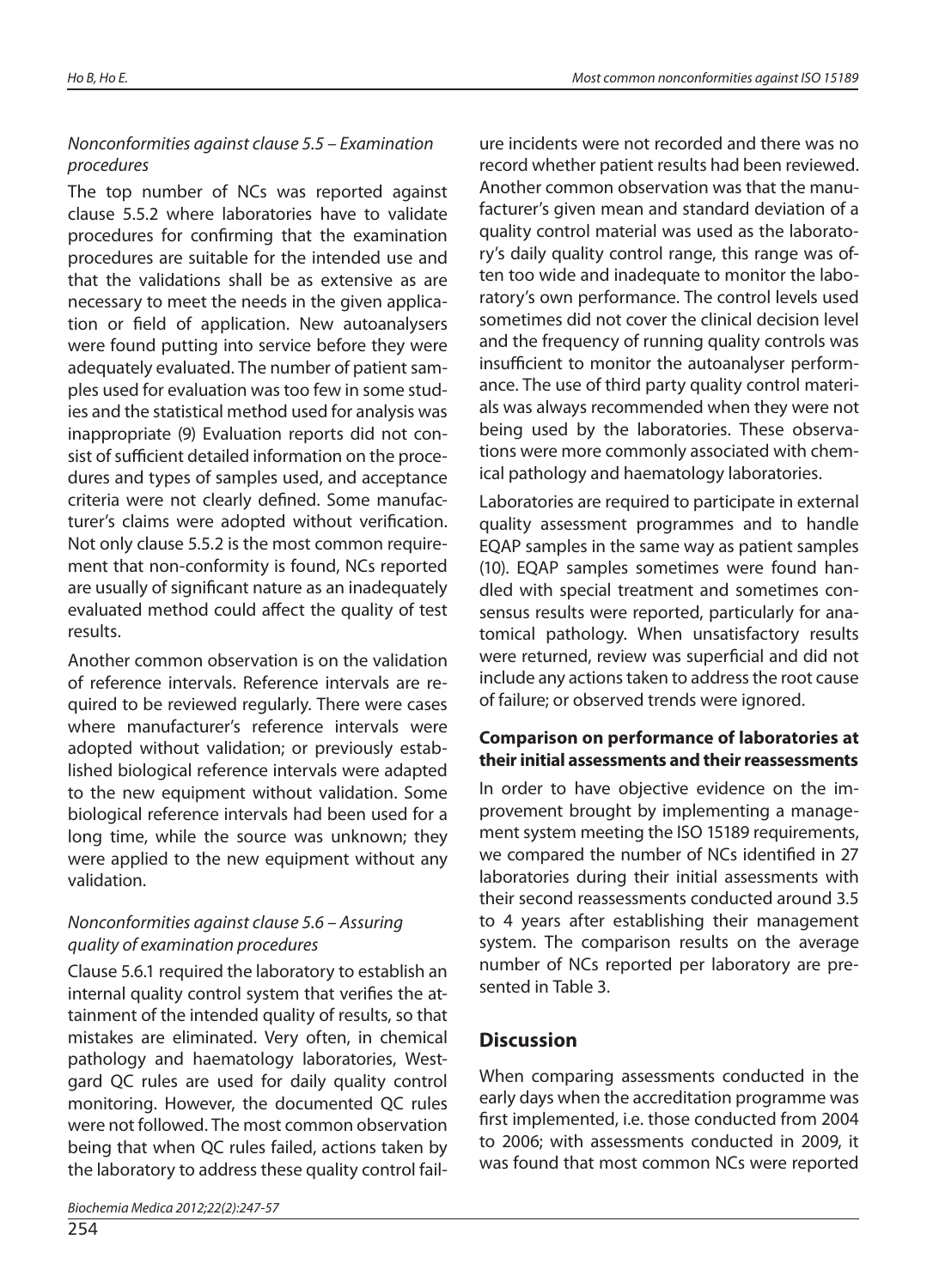### *Nonconformities against clause 5.5 – Examination procedures*

The top number of NCs was reported against clause 5.5.2 where laboratories have to validate procedures for confirming that the examination procedures are suitable for the intended use and that the validations shall be as extensive as are necessary to meet the needs in the given application or field of application. New autoanalysers were found putting into service before they were adequately evaluated. The number of patient samples used for evaluation was too few in some studies and the statistical method used for analysis was inappropriate (9) Evaluation reports did not consist of sufficient detailed information on the procedures and types of samples used, and acceptance criteria were not clearly defined. Some manufacturer's claims were adopted without verification. Not only clause 5.5.2 is the most common requirement that non-conformity is found, NCs reported are usually of significant nature as an inadequately evaluated method could affect the quality of test results.

Another common observation is on the validation of reference intervals. Reference intervals are required to be reviewed regularly. There were cases where manufacturer's reference intervals were adopted without validation; or previously established biological reference intervals were adapted to the new equipment without validation. Some biological reference intervals had been used for a long time, while the source was unknown; they were applied to the new equipment without any validation.

### *Nonconformities against clause 5.6 – Assuring quality of examination procedures*

Clause 5.6.1 required the laboratory to establish an internal quality control system that verifies the attainment of the intended quality of results, so that mistakes are eliminated. Very often, in chemical pathology and haematology laboratories, Westgard QC rules are used for daily quality control monitoring. However, the documented QC rules were not followed. The most common observation being that when QC rules failed, actions taken by the laboratory to address these quality control failure incidents were not recorded and there was no record whether patient results had been reviewed. Another common observation was that the manufacturer's given mean and standard deviation of a quality control material was used as the laboratory's daily quality control range, this range was often too wide and inadequate to monitor the laboratory's own performance. The control levels used sometimes did not cover the clinical decision level and the frequency of running quality controls was insufficient to monitor the autoanalyser performance. The use of third party quality control materials was always recommended when they were not being used by the laboratories. These observations were more commonly associated with chemical pathology and haematology laboratories.

Laboratories are required to participate in external quality assessment programmes and to handle EQAP samples in the same way as patient samples (10). EQAP samples sometimes were found handled with special treatment and sometimes consensus results were reported, particularly for anatomical pathology. When unsatisfactory results were returned, review was superficial and did not include any actions taken to address the root cause of failure; or observed trends were ignored.

### **Comparison on performance of laboratories at their initial assessments and their reassessments**

In order to have objective evidence on the improvement brought by implementing a management system meeting the ISO 15189 requirements, we compared the number of NCs identified in 27 laboratories during their initial assessments with their second reassessments conducted around 3.5 to 4 years after establishing their management system. The comparison results on the average number of NCs reported per laboratory are presented in Table 3.

## **Discussion**

When comparing assessments conducted in the early days when the accreditation programme was first implemented, i.e. those conducted from 2004 to 2006; with assessments conducted in 2009, it was found that most common NCs were reported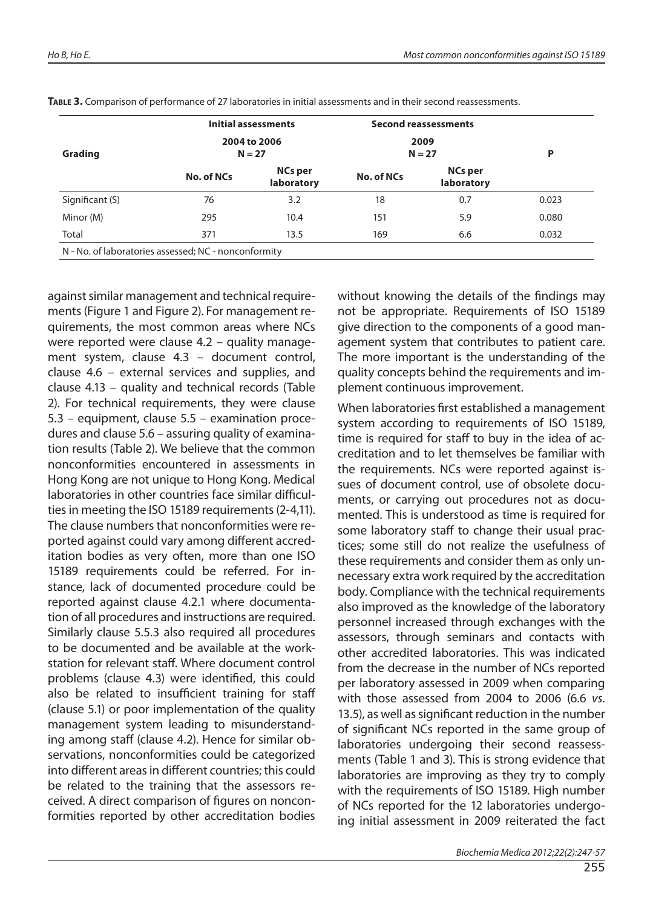**TABLE 3.** Comparison of performance of 27 laboratories in initial assessments and in their second reassessments.

| Grading | Initial assessments 2004 to 2006 N = 27 | | Second reassessments 2009 N = 27 | | P |
|---|---|---|---|---|---|
| | No. of NCs | NCs per laboratory | No. of NCs | NCs per laboratory | |
| Significant (S) | 76 | 3.2 | 18 | 0.7 | 0.023 |
| Minor (M) | 295 | 10.4 | 151 | 5.9 | 0.080 |
| Total | 371 | 13.5 | 169 | 6.6 | 0.032 |

N - No. of laboratories assessed; NC - nonconformity

against similar management and technical requirements (Figure 1 and Figure 2). For management requirements, the most common areas where NCs were reported were clause 4.2 – quality management system, clause 4.3 – document control, clause 4.6 – external services and supplies, and clause 4.13 – quality and technical records (Table 2). For technical requirements, they were clause 5.3 – equipment, clause 5.5 – examination procedures and clause 5.6 – assuring quality of examination results (Table 2). We believe that the common nonconformities encountered in assessments in Hong Kong are not unique to Hong Kong. Medical laboratories in other countries face similar difficulties in meeting the ISO 15189 requirements (2-4,11). The clause numbers that nonconformities were reported against could vary among different accreditation bodies as very often, more than one ISO 15189 requirements could be referred. For instance, lack of documented procedure could be reported against clause 4.2.1 where documentation of all procedures and instructions are required. Similarly clause 5.5.3 also required all procedures to be documented and be available at the workstation for relevant staff. Where document control problems (clause 4.3) were identified, this could also be related to insufficient training for staff (clause 5.1) or poor implementation of the quality management system leading to misunderstanding among staff (clause 4.2). Hence for similar observations, nonconformities could be categorized into different areas in different countries; this could be related to the training that the assessors received. A direct comparison of figures on nonconformities reported by other accreditation bodies without knowing the details of the findings may not be appropriate. Requirements of ISO 15189 give direction to the components of a good management system that contributes to patient care. The more important is the understanding of the quality concepts behind the requirements and implement continuous improvement.

When laboratories first established a management system according to requirements of ISO 15189, time is required for staff to buy in the idea of accreditation and to let themselves be familiar with the requirements. NCs were reported against issues of document control, use of obsolete documents, or carrying out procedures not as documented. This is understood as time is required for some laboratory staff to change their usual practices; some still do not realize the usefulness of these requirements and consider them as only unnecessary extra work required by the accreditation body. Compliance with the technical requirements also improved as the knowledge of the laboratory personnel increased through exchanges with the assessors, through seminars and contacts with other accredited laboratories. This was indicated from the decrease in the number of NCs reported per laboratory assessed in 2009 when comparing with those assessed from 2004 to 2006 (6.6 *vs*. 13.5), as well as significant reduction in the number of significant NCs reported in the same group of laboratories undergoing their second reassessments (Table 1 and 3). This is strong evidence that laboratories are improving as they try to comply with the requirements of ISO 15189. High number of NCs reported for the 12 laboratories undergoing initial assessment in 2009 reiterated the fact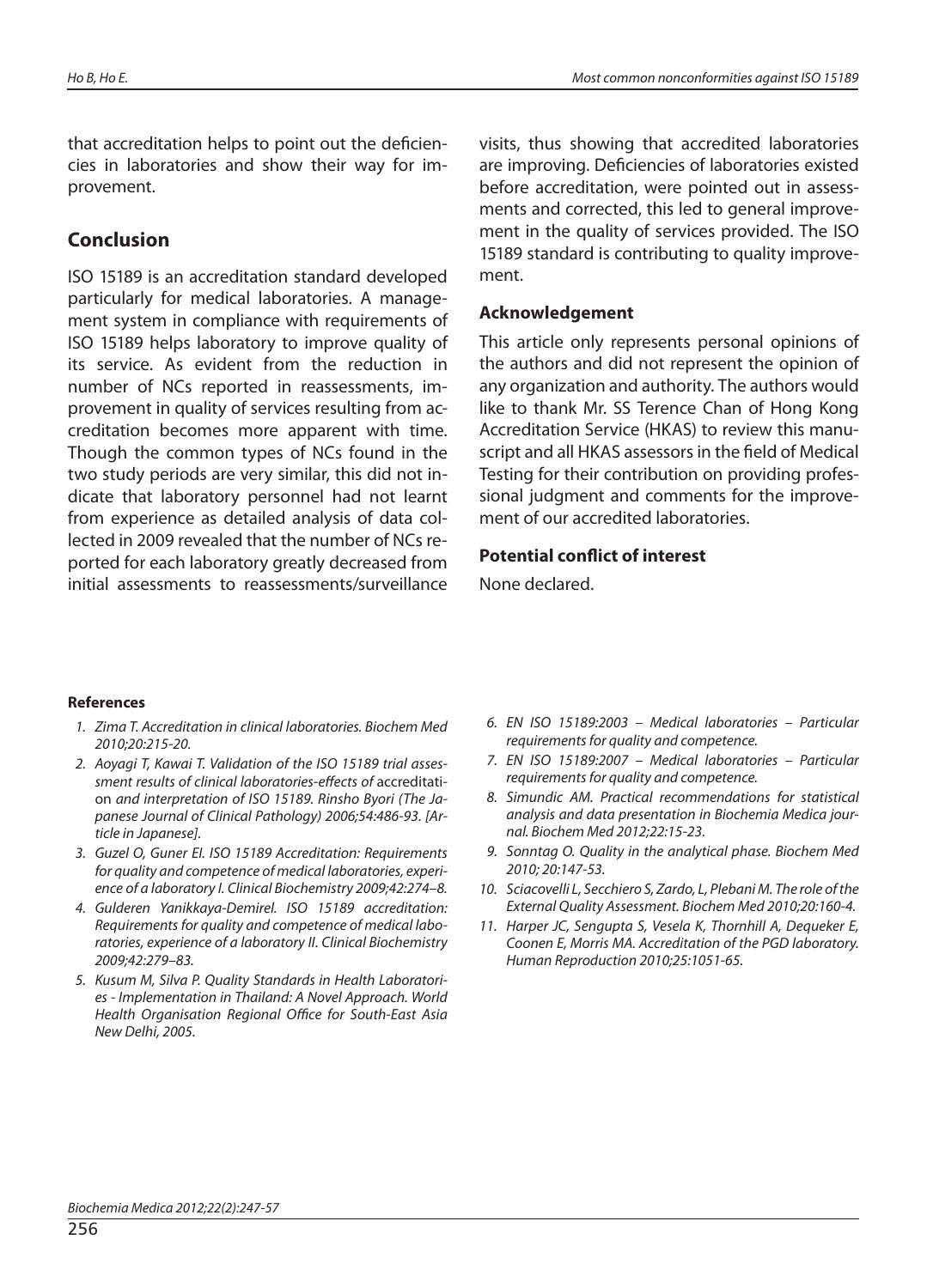that accreditation helps to point out the deficiencies in laboratories and show their way for improvement.

## Conclusion

ISO 15189 is an accreditation standard developed particularly for medical laboratories. A management system in compliance with requirements of ISO 15189 helps laboratory to improve quality of its service. As evident from the reduction in number of NCs reported in reassessments, improvement in quality of services resulting from accreditation becomes more apparent with time. Though the common types of NCs found in the two study periods are very similar, this did not indicate that laboratory personnel had not learnt from experience as detailed analysis of data collected in 2009 revealed that the number of NCs reported for each laboratory greatly decreased from initial assessments to reassessments/surveillance visits, thus showing that accredited laboratories are improving. Deficiencies of laboratories existed before accreditation, were pointed out in assessments and corrected, this led to general improvement in the quality of services provided. The ISO 15189 standard is contributing to quality improvement.

### Acknowledgement

This article only represents personal opinions of the authors and did not represent the opinion of any organization and authority. The authors would like to thank Mr. SS Terence Chan of Hong Kong Accreditation Service (HKAS) to review this manuscript and all HKAS assessors in the field of Medical Testing for their contribution on providing professional judgment and comments for the improvement of our accredited laboratories.

### Potential conflict of interest

None declared.

### References

1. *Zima T. Accreditation in clinical laboratories. Biochem Med 2010;20:215-20.*
2. *Aoyagi T, Kawai T. Validation of the ISO 15189 trial assessment results of clinical laboratories-effects of* accreditation *and interpretation of ISO 15189. Rinsho Byori (The Japanese Journal of Clinical Pathology) 2006;54:486-93. [Article in Japanese].*
3. *Guzel O, Guner EI. ISO 15189 Accreditation: Requirements for quality and competence of medical laboratories, experience of a laboratory I. Clinical Biochemistry 2009;42:274–8.*
4. *Gulderen Yanikkaya-Demirel. ISO 15189 accreditation: Requirements for quality and competence of medical laboratories, experience of a laboratory II. Clinical Biochemistry 2009;42:279–83.*
5. *Kusum M, Silva P. Quality Standards in Health Laboratories - Implementation in Thailand: A Novel Approach. World Health Organisation Regional Office for South-East Asia New Delhi, 2005.*
6. *EN ISO 15189:2003 – Medical laboratories – Particular requirements for quality and competence.*
7. *EN ISO 15189:2007 – Medical laboratories – Particular requirements for quality and competence.*
8. *Simundic AM. Practical recommendations for statistical analysis and data presentation in Biochemia Medica journal. Biochem Med 2012;22:15-23.*
9. *Sonntag O. Quality in the analytical phase. Biochem Med 2010; 20:147-53.*
10. *Sciacovelli L, Secchiero S, Zardo, L, Plebani M. The role of the External Quality Assessment. Biochem Med 2010;20:160-4.*
11. *Harper JC, Sengupta S, Vesela K, Thornhill A, Dequeker E, Coonen E, Morris MA. Accreditation of the PGD laboratory. Human Reproduction 2010;25:1051-65.*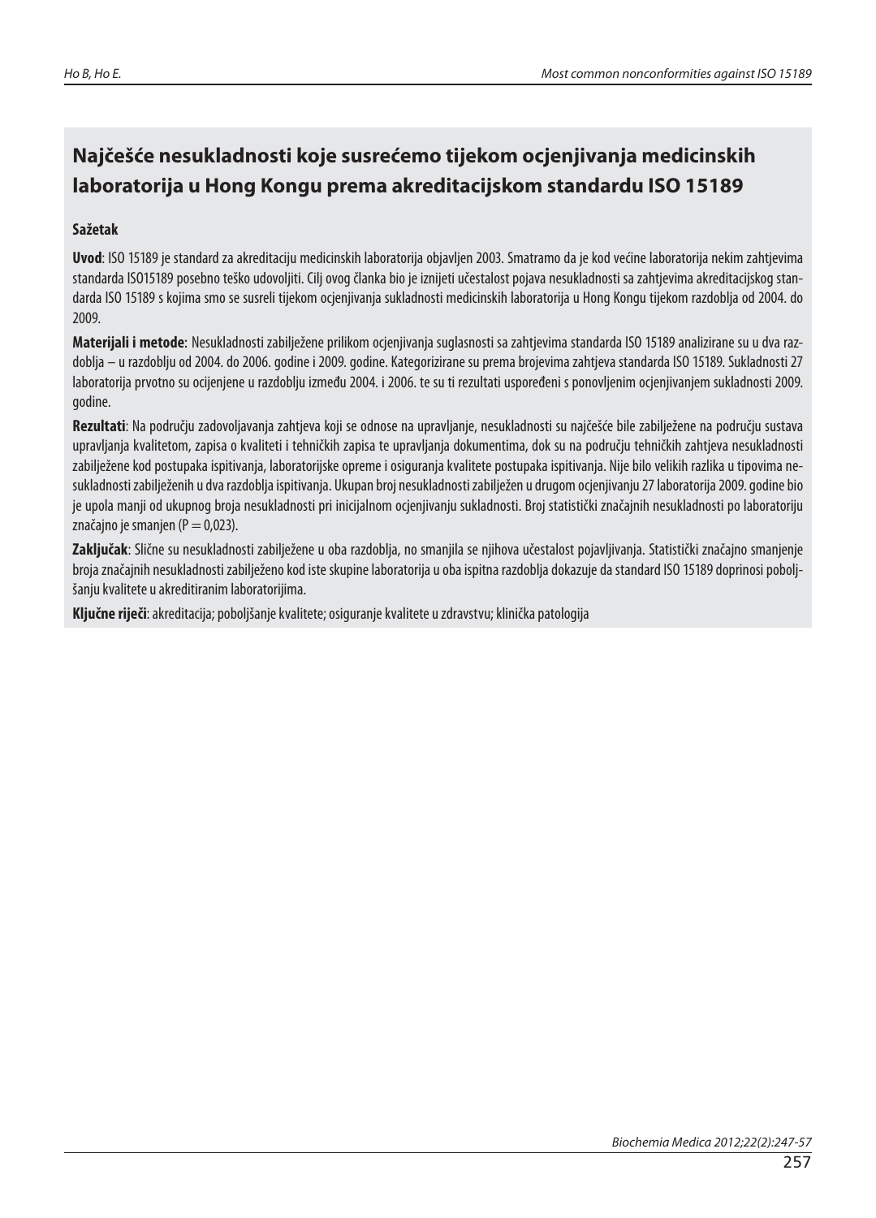## Najčešće nesukladnosti koje susrećemo tijekom ocjenjivanja medicinskih laboratorija u Hong Kongu prema akreditacijskom standardu ISO 15189

**Sažetak**

**Uvod**: ISO 15189 je standard za akreditaciju medicinskih laboratorija objavljen 2003. Smatramo da je kod većine laboratorija nekim zahtjevima standarda ISO15189 posebno teško udovoljiti. Cilj ovog članka bio je iznijeti učestalost pojava nesukladnosti sa zahtjevima akreditacijskog standarda ISO 15189 s kojima smo se susreli tijekom ocjenjivanja sukladnosti medicinskih laboratorija u Hong Kongu tijekom razdoblja od 2004. do 2009.

**Materijali i metode**: Nesukladnosti zabilježene prilikom ocjenjivanja suglasnosti sa zahtjevima standarda ISO 15189 analizirane su u dva razdoblja – u razdoblju od 2004. do 2006. godine i 2009. godine. Kategorizirane su prema brojevima zahtjeva standarda ISO 15189. Sukladnosti 27 laboratorija prvotno su ocijenjene u razdoblju između 2004. i 2006. te su ti rezultati uspoređeni s ponovljenim ocjenjivanjem sukladnosti 2009. godine.

**Rezultati**: Na području zadovoljavanja zahtjeva koji se odnose na upravljanje, nesukladnosti su najčešće bile zabilježene na području sustava upravljanja kvalitetom, zapisa o kvaliteti i tehničkih zapisa te upravljanja dokumentima, dok su na području tehničkih zahtjeva nesukladnosti zabilježene kod postupaka ispitivanja, laboratorijske opreme i osiguranja kvalitete postupaka ispitivanja. Nije bilo velikih razlika u tipovima nesukladnosti zabilježenih u dva razdoblja ispitivanja. Ukupan broj nesukladnosti zabilježen u drugom ocjenjivanju 27 laboratorija 2009. godine bio je upola manji od ukupnog broja nesukladnosti pri inicijalnom ocjenjivanju sukladnosti. Broj statistički značajnih nesukladnosti po laboratoriju značajno je smanjen ($P = 0,023$).

**Zaključak**: Slične su nesukladnosti zabilježene u oba razdoblja, no smanjila se njihova učestalost pojavljivanja. Statistički značajno smanjenje broja značajnih nesukladnosti zabilježeno kod iste skupine laboratorija u oba ispitna razdoblja dokazuje da standard ISO 15189 doprinosi poboljšanju kvalitete u akreditiranim laboratorijima.

**Ključne riječi**: akreditacija; poboljšanje kvalitete; osiguranje kvalitete u zdravstvu; klinička patologija